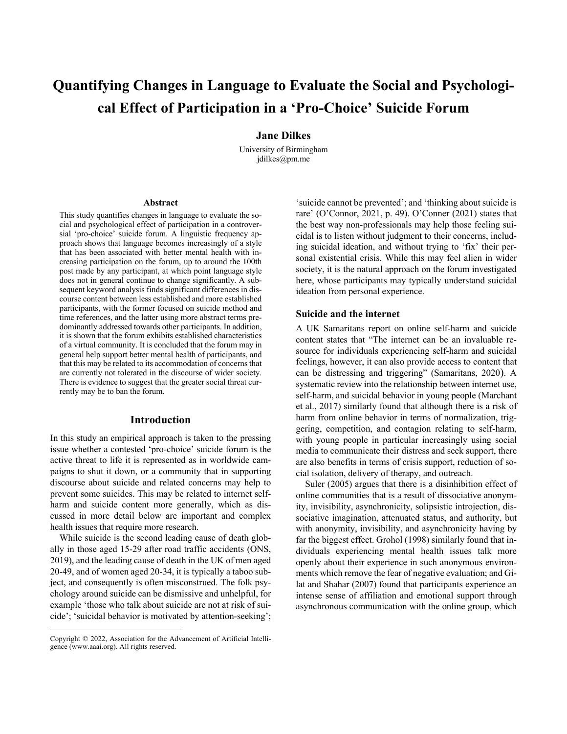# Quantifying Changes in Language to Evaluate the Social and Psychological Effect of Participation in a 'Pro-Choice' Suicide Forum

**Jane Dilkes**

University of Birmingham
jdilkes@pm.me

### Abstract

This study quantifies changes in language to evaluate the social and psychological effect of participation in a controversial 'pro-choice' suicide forum. A linguistic frequency approach shows that language becomes increasingly of a style that has been associated with better mental health with increasing participation on the forum, up to around the 100th post made by any participant, at which point language style does not in general continue to change significantly. A subsequent keyword analysis finds significant differences in discourse content between less established and more established participants, with the former focused on suicide method and time references, and the latter using more abstract terms predominantly addressed towards other participants. In addition, it is shown that the forum exhibits established characteristics of a virtual community. It is concluded that the forum may in general help support better mental health of participants, and that this may be related to its accommodation of concerns that are currently not tolerated in the discourse of wider society. There is evidence to suggest that the greater social threat currently may be to ban the forum.

## Introduction

In this study an empirical approach is taken to the pressing issue whether a contested 'pro-choice' suicide forum is the active threat to life it is represented as in worldwide campaigns to shut it down, or a community that in supporting discourse about suicide and related concerns may help to prevent some suicides. This may be related to internet self-harm and suicide content more generally, which as discussed in more detail below are important and complex health issues that require more research.

While suicide is the second leading cause of death globally in those aged 15-29 after road traffic accidents (ONS, 2019), and the leading cause of death in the UK of men aged 20-49, and of women aged 20-34, it is typically a taboo subject, and consequently is often misconstrued. The folk psychology around suicide can be dismissive and unhelpful, for example 'those who talk about suicide are not at risk of suicide'; 'suicidal behavior is motivated by attention-seeking'; 'suicide cannot be prevented'; and 'thinking about suicide is rare' (O'Connor, 2021, p. 49). O'Conner (2021) states that the best way non-professionals may help those feeling suicidal is to listen without judgment to their concerns, including suicidal ideation, and without trying to 'fix' their personal existential crisis. While this may feel alien in wider society, it is the natural approach on the forum investigated here, whose participants may typically understand suicidal ideation from personal experience.

### Suicide and the internet

A UK Samaritans report on online self-harm and suicide content states that "The internet can be an invaluable resource for individuals experiencing self-harm and suicidal feelings, however, it can also provide access to content that can be distressing and triggering" (Samaritans, 2020). A systematic review into the relationship between internet use, self-harm, and suicidal behavior in young people (Marchant et al., 2017) similarly found that although there is a risk of harm from online behavior in terms of normalization, triggering, competition, and contagion relating to self-harm, with young people in particular increasingly using social media to communicate their distress and seek support, there are also benefits in terms of crisis support, reduction of social isolation, delivery of therapy, and outreach.

Suler (2005) argues that there is a disinhibition effect of online communities that is a result of dissociative anonymity, invisibility, asynchronicity, solipsistic introjection, dissociative imagination, attenuated status, and authority, but with anonymity, invisibility, and asynchronicity having by far the biggest effect. Grohol (1998) similarly found that individuals experiencing mental health issues talk more openly about their experience in such anonymous environments which remove the fear of negative evaluation; and Gilat and Shahar (2007) found that participants experience an intense sense of affiliation and emotional support through asynchronous communication with the online group, which

Copyright © 2022, Association for the Advancement of Artificial Intelligence (www.aaai.org). All rights reserved.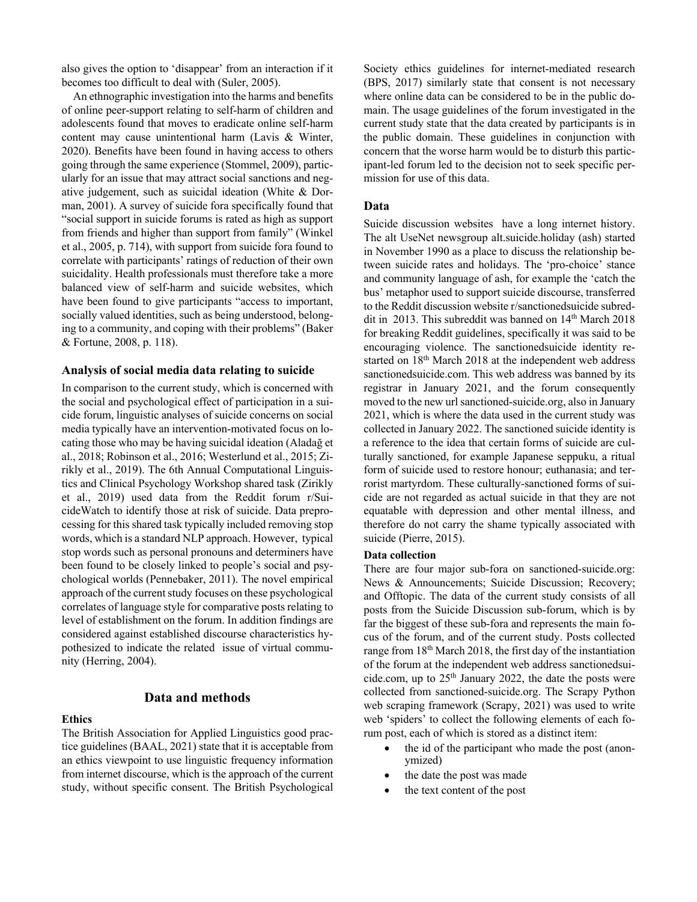also gives the option to 'disappear' from an interaction if it becomes too difficult to deal with (Suler, 2005).

An ethnographic investigation into the harms and benefits of online peer-support relating to self-harm of children and adolescents found that moves to eradicate online self-harm content may cause unintentional harm (Lavis & Winter, 2020). Benefits have been found in having access to others going through the same experience (Stommel, 2009), particularly for an issue that may attract social sanctions and negative judgement, such as suicidal ideation (White & Dorman, 2001). A survey of suicide fora specifically found that "social support in suicide forums is rated as high as support from friends and higher than support from family" (Winkel et al., 2005, p. 714), with support from suicide fora found to correlate with participants' ratings of reduction of their own suicidality. Health professionals must therefore take a more balanced view of self-harm and suicide websites, which have been found to give participants "access to important, socially valued identities, such as being understood, belonging to a community, and coping with their problems" (Baker & Fortune, 2008, p. 118).

### Analysis of social media data relating to suicide

In comparison to the current study, which is concerned with the social and psychological effect of participation in a suicide forum, linguistic analyses of suicide concerns on social media typically have an intervention-motivated focus on locating those who may be having suicidal ideation (Aladağ et al., 2018; Robinson et al., 2016; Westerlund et al., 2015; Zirikly et al., 2019). The 6th Annual Computational Linguistics and Clinical Psychology Workshop shared task (Zirikly et al., 2019) used data from the Reddit forum r/SuicideWatch to identify those at risk of suicide. Data preprocessing for this shared task typically included removing stop words, which is a standard NLP approach. However, typical stop words such as personal pronouns and determiners have been found to be closely linked to people's social and psychological worlds (Pennebaker, 2011). The novel empirical approach of the current study focuses on these psychological correlates of language style for comparative posts relating to level of establishment on the forum. In addition findings are considered against established discourse characteristics hypothesized to indicate the related issue of virtual community (Herring, 2004).

## Data and methods

### Ethics

The British Association for Applied Linguistics good practice guidelines (BAAL, 2021) state that it is acceptable from an ethics viewpoint to use linguistic frequency information from internet discourse, which is the approach of the current study, without specific consent. The British Psychological Society ethics guidelines for internet-mediated research (BPS, 2017) similarly state that consent is not necessary where online data can be considered to be in the public domain. The usage guidelines of the forum investigated in the current study state that the data created by participants is in the public domain. These guidelines in conjunction with concern that the worse harm would be to disturb this participant-led forum led to the decision not to seek specific permission for use of this data.

### Data

Suicide discussion websites have a long internet history. The alt UseNet newsgroup alt.suicide.holiday (ash) started in November 1990 as a place to discuss the relationship between suicide rates and holidays. The 'pro-choice' stance and community language of ash, for example the 'catch the bus' metaphor used to support suicide discourse, transferred to the Reddit discussion website r/sanctionedsuicide subreddit in 2013. This subreddit was banned on 14th March 2018 for breaking Reddit guidelines, specifically it was said to be encouraging violence. The sanctionedsuicide identity restarted on 18th March 2018 at the independent web address sanctionedsuicide.com. This web address was banned by its registrar in January 2021, and the forum consequently moved to the new url sanctioned-suicide.org, also in January 2021, which is where the data used in the current study was collected in January 2022. The sanctioned suicide identity is a reference to the idea that certain forms of suicide are culturally sanctioned, for example Japanese seppuku, a ritual form of suicide used to restore honour; euthanasia; and terrorist martyrdom. These culturally-sanctioned forms of suicide are not regarded as actual suicide in that they are not equatable with depression and other mental illness, and therefore do not carry the shame typically associated with suicide (Pierre, 2015).

#### Data collection

There are four major sub-fora on sanctioned-suicide.org: News & Announcements; Suicide Discussion; Recovery; and Offtopic. The data of the current study consists of all posts from the Suicide Discussion sub-forum, which is by far the biggest of these sub-fora and represents the main focus of the forum, and of the current study. Posts collected range from 18th March 2018, the first day of the instantiation of the forum at the independent web address sanctionedsuicide.com, up to 25th January 2022, the date the posts were collected from sanctioned-suicide.org. The Scrapy Python web scraping framework (Scrapy, 2021) was used to write web 'spiders' to collect the following elements of each forum post, each of which is stored as a distinct item:

- the id of the participant who made the post (anonymized)
- the date the post was made
- the text content of the post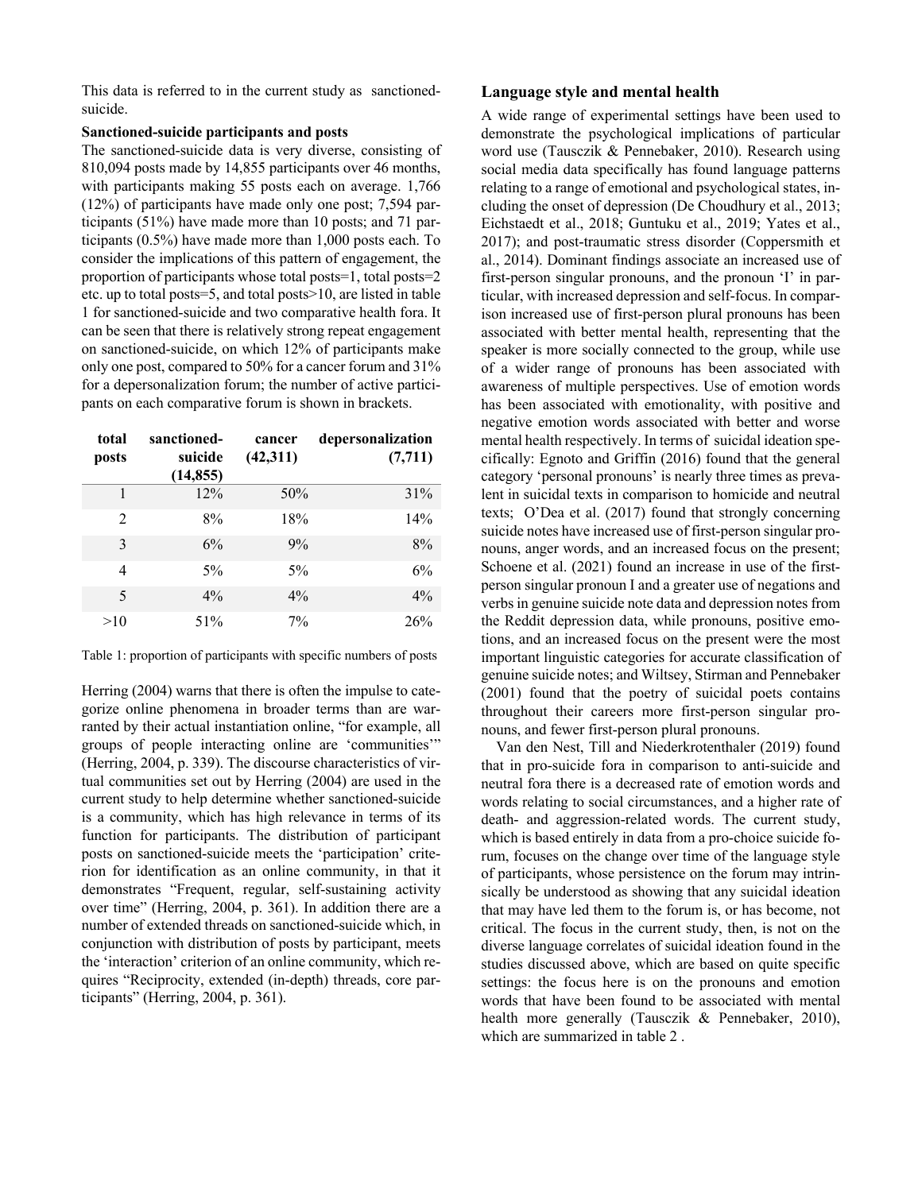This data is referred to in the current study as sanctioned-suicide.

**Sanctioned-suicide participants and posts**

The sanctioned-suicide data is very diverse, consisting of 810,094 posts made by 14,855 participants over 46 months, with participants making 55 posts each on average. 1,766 (12%) of participants have made only one post; 7,594 participants (51%) have made more than 10 posts; and 71 participants (0.5%) have made more than 1,000 posts each. To consider the implications of this pattern of engagement, the proportion of participants whose total posts=1, total posts=2 etc. up to total posts=5, and total posts>10, are listed in table 1 for sanctioned-suicide and two comparative health fora. It can be seen that there is relatively strong repeat engagement on sanctioned-suicide, on which 12% of participants make only one post, compared to 50% for a cancer forum and 31% for a depersonalization forum; the number of active participants on each comparative forum is shown in brackets.

| total posts | sanctioned-suicide (14,855) | cancer (42,311) | depersonalization (7,711) |
|---|---|---|---|
| 1 | 12% | 50% | 31% |
| 2 | 8% | 18% | 14% |
| 3 | 6% | 9% | 8% |
| 4 | 5% | 5% | 6% |
| 5 | 4% | 4% | 4% |
| >10 | 51% | 7% | 26% |

Table 1: proportion of participants with specific numbers of posts

Herring (2004) warns that there is often the impulse to categorize online phenomena in broader terms than are warranted by their actual instantiation online, "for example, all groups of people interacting online are 'communities'" (Herring, 2004, p. 339). The discourse characteristics of virtual communities set out by Herring (2004) are used in the current study to help determine whether sanctioned-suicide is a community, which has high relevance in terms of its function for participants. The distribution of participant posts on sanctioned-suicide meets the 'participation' criterion for identification as an online community, in that it demonstrates "Frequent, regular, self-sustaining activity over time" (Herring, 2004, p. 361). In addition there are a number of extended threads on sanctioned-suicide which, in conjunction with distribution of posts by participant, meets the 'interaction' criterion of an online community, which requires "Reciprocity, extended (in-depth) threads, core participants" (Herring, 2004, p. 361).

## Language style and mental health

A wide range of experimental settings have been used to demonstrate the psychological implications of particular word use (Tausczik & Pennebaker, 2010). Research using social media data specifically has found language patterns relating to a range of emotional and psychological states, including the onset of depression (De Choudhury et al., 2013; Eichstaedt et al., 2018; Guntuku et al., 2019; Yates et al., 2017); and post-traumatic stress disorder (Coppersmith et al., 2014). Dominant findings associate an increased use of first-person singular pronouns, and the pronoun 'I' in particular, with increased depression and self-focus. In comparison increased use of first-person plural pronouns has been associated with better mental health, representing that the speaker is more socially connected to the group, while use of a wider range of pronouns has been associated with awareness of multiple perspectives. Use of emotion words has been associated with emotionality, with positive and negative emotion words associated with better and worse mental health respectively. In terms of suicidal ideation specifically: Egnoto and Griffin (2016) found that the general category 'personal pronouns' is nearly three times as prevalent in suicidal texts in comparison to homicide and neutral texts; O'Dea et al. (2017) found that strongly concerning suicide notes have increased use of first-person singular pronouns, anger words, and an increased focus on the present; Schoene et al. (2021) found an increase in use of the first-person singular pronoun I and a greater use of negations and verbs in genuine suicide note data and depression notes from the Reddit depression data, while pronouns, positive emotions, and an increased focus on the present were the most important linguistic categories for accurate classification of genuine suicide notes; and Wiltsey, Stirman and Pennebaker (2001) found that the poetry of suicidal poets contains throughout their careers more first-person singular pronouns, and fewer first-person plural pronouns.

Van den Nest, Till and Niederkrotenthaler (2019) found that in pro-suicide fora in comparison to anti-suicide and neutral fora there is a decreased rate of emotion words and words relating to social circumstances, and a higher rate of death- and aggression-related words. The current study, which is based entirely in data from a pro-choice suicide forum, focuses on the change over time of the language style of participants, whose persistence on the forum may intrinsically be understood as showing that any suicidal ideation that may have led them to the forum is, or has become, not critical. The focus in the current study, then, is not on the diverse language correlates of suicidal ideation found in the studies discussed above, which are based on quite specific settings: the focus here is on the pronouns and emotion words that have been found to be associated with mental health more generally (Tausczik & Pennebaker, 2010), which are summarized in table 2 .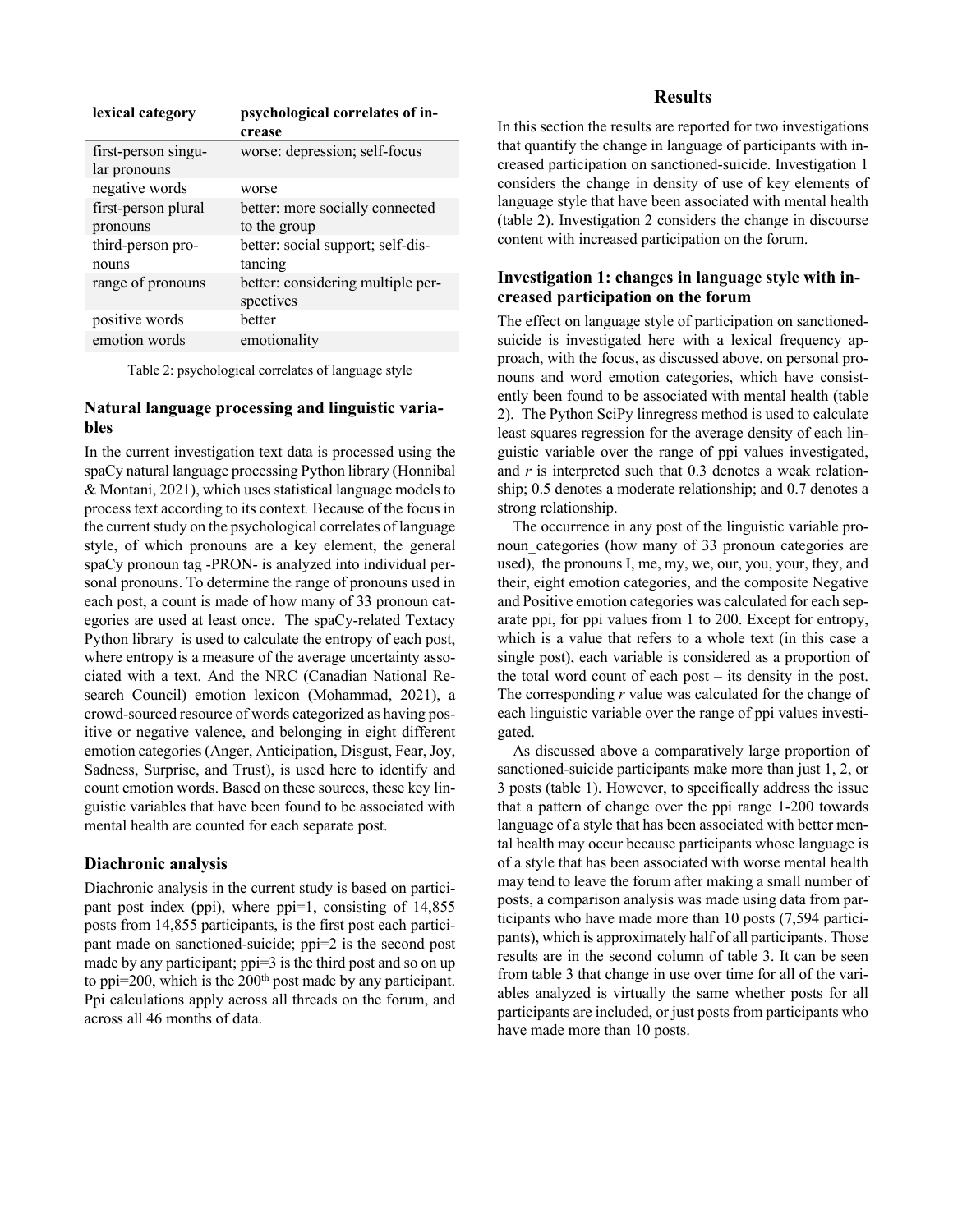| lexical category | psychological correlates of increase |
| --- | --- |
| first-person singular pronouns | worse: depression; self-focus |
| negative words | worse |
| first-person plural pronouns | better: more socially connected to the group |
| third-person pronouns | better: social support; self-distancing |
| range of pronouns | better: considering multiple perspectives |
| positive words | better |
| emotion words | emotionality |

Table 2: psychological correlates of language style

### Natural language processing and linguistic variables

In the current investigation text data is processed using the spaCy natural language processing Python library (Honnibal & Montani, 2021), which uses statistical language models to process text according to its context. Because of the focus in the current study on the psychological correlates of language style, of which pronouns are a key element, the general spaCy pronoun tag -PRON- is analyzed into individual personal pronouns. To determine the range of pronouns used in each post, a count is made of how many of 33 pronoun categories are used at least once. The spaCy-related Textacy Python library is used to calculate the entropy of each post, where entropy is a measure of the average uncertainty associated with a text. And the NRC (Canadian National Research Council) emotion lexicon (Mohammad, 2021), a crowd-sourced resource of words categorized as having positive or negative valence, and belonging in eight different emotion categories (Anger, Anticipation, Disgust, Fear, Joy, Sadness, Surprise, and Trust), is used here to identify and count emotion words. Based on these sources, these key linguistic variables that have been found to be associated with mental health are counted for each separate post.

### Diachronic analysis

Diachronic analysis in the current study is based on participant post index (ppi), where ppi=1, consisting of 14,855 posts from 14,855 participants, is the first post each participant made on sanctioned-suicide; ppi=2 is the second post made by any participant; ppi=3 is the third post and so on up to ppi=200, which is the 200th post made by any participant. Ppi calculations apply across all threads on the forum, and across all 46 months of data.

## Results

In this section the results are reported for two investigations that quantify the change in language of participants with increased participation on sanctioned-suicide. Investigation 1 considers the change in density of use of key elements of language style that have been associated with mental health (table 2). Investigation 2 considers the change in discourse content with increased participation on the forum.

### Investigation 1: changes in language style with increased participation on the forum

The effect on language style of participation on sanctioned-suicide is investigated here with a lexical frequency approach, with the focus, as discussed above, on personal pronouns and word emotion categories, which have consistently been found to be associated with mental health (table 2). The Python SciPy linregress method is used to calculate least squares regression for the average density of each linguistic variable over the range of ppi values investigated, and $r$ is interpreted such that 0.3 denotes a weak relationship; 0.5 denotes a moderate relationship; and 0.7 denotes a strong relationship.

The occurrence in any post of the linguistic variable pronoun_categories (how many of 33 pronoun categories are used), the pronouns I, me, my, we, our, you, your, they, and their, eight emotion categories, and the composite Negative and Positive emotion categories was calculated for each separate ppi, for ppi values from 1 to 200. Except for entropy, which is a value that refers to a whole text (in this case a single post), each variable is considered as a proportion of the total word count of each post – its density in the post. The corresponding $r$ value was calculated for the change of each linguistic variable over the range of ppi values investigated.

As discussed above a comparatively large proportion of sanctioned-suicide participants make more than just 1, 2, or 3 posts (table 1). However, to specifically address the issue that a pattern of change over the ppi range 1-200 towards language of a style that has been associated with better mental health may occur because participants whose language is of a style that has been associated with worse mental health may tend to leave the forum after making a small number of posts, a comparison analysis was made using data from participants who have made more than 10 posts (7,594 participants), which is approximately half of all participants. Those results are in the second column of table 3. It can be seen from table 3 that change in use over time for all of the variables analyzed is virtually the same whether posts for all participants are included, or just posts from participants who have made more than 10 posts.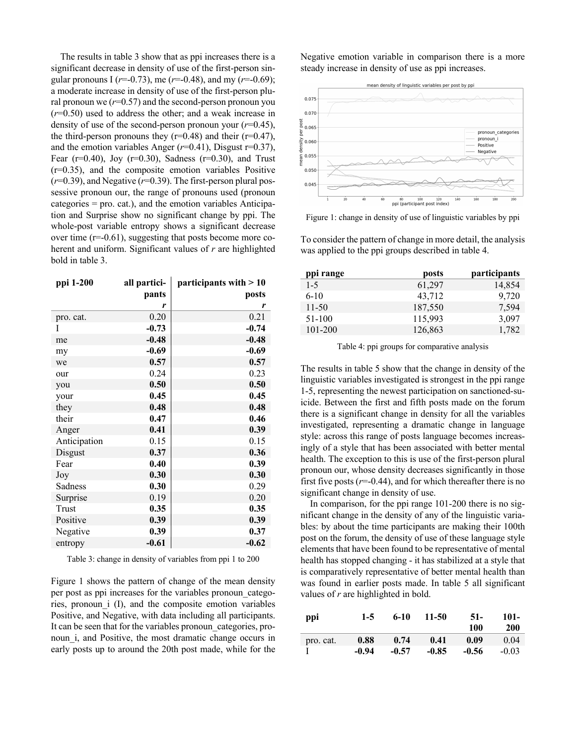The results in table 3 show that as ppi increases there is a significant decrease in density of use of the first-person singular pronouns I ($r$=-0.73), me ($r$=-0.48), and my ($r$=-0.69); a moderate increase in density of use of the first-person plural pronoun we ($r$=0.57) and the second-person pronoun you ($r$=0.50) used to address the other; and a weak increase in density of use of the second-person pronoun your ($r$=0.45), the third-person pronouns they (r=0.48) and their (r=0.47), and the emotion variables Anger ($r$=0.41), Disgust r=0.37), Fear (r=0.40), Joy (r=0.30), Sadness (r=0.30), and Trust (r=0.35), and the composite emotion variables Positive ($r$=0.39), and Negative ($r$=0.39). The first-person plural possessive pronoun our, the range of pronouns used (pronoun categories = pro. cat.), and the emotion variables Anticipation and Surprise show no significant change by ppi. The whole-post variable entropy shows a significant decrease over time (r=-0.61), suggesting that posts become more coherent and uniform. Significant values of $r$ are highlighted bold in table 3.

| ppi 1-200 | all participants | participants with > 10 posts |
|---|---|---|
| | *r* | *r* |
| pro. cat. | 0.20 | 0.21 |
| I | **-0.73** | **-0.74** |
| me | **-0.48** | **-0.48** |
| my | **-0.69** | **-0.69** |
| we | **0.57** | **0.57** |
| our | 0.24 | 0.23 |
| you | **0.50** | **0.50** |
| your | **0.45** | **0.45** |
| they | **0.48** | **0.48** |
| their | **0.47** | **0.46** |
| Anger | **0.41** | **0.39** |
| Anticipation | 0.15 | 0.15 |
| Disgust | **0.37** | **0.36** |
| Fear | **0.40** | **0.39** |
| Joy | **0.30** | **0.30** |
| Sadness | **0.30** | 0.29 |
| Surprise | 0.19 | 0.20 |
| Trust | **0.35** | **0.35** |
| Positive | **0.39** | **0.39** |
| Negative | **0.39** | **0.37** |
| entropy | **-0.61** | **-0.62** |

Table 3: change in density of variables from ppi 1 to 200

Figure 1 shows the pattern of change of the mean density per post as ppi increases for the variables pronoun_categories, pronoun_i (I), and the composite emotion variables Positive, and Negative, with data including all participants. It can be seen that for the variables pronoun_categories, pronoun_i, and Positive, the most dramatic change occurs in early posts up to around the 20th post made, while for the Negative emotion variable in comparison there is a more steady increase in density of use as ppi increases.

Figure 1: change in density of use of linguistic variables by ppi

To consider the pattern of change in more detail, the analysis was applied to the ppi groups described in table 4.

| ppi range | posts | participants |
|---|---|---|
| 1-5 | 61,297 | 14,854 |
| 6-10 | 43,712 | 9,720 |
| 11-50 | 187,550 | 7,594 |
| 51-100 | 115,993 | 3,097 |
| 101-200 | 126,863 | 1,782 |

Table 4: ppi groups for comparative analysis

The results in table 5 show that the change in density of the linguistic variables investigated is strongest in the ppi range 1-5, representing the newest participation on sanctioned-suicide. Between the first and fifth posts made on the forum there is a significant change in density for all the variables investigated, representing a dramatic change in language style: across this range of posts language becomes increasingly of a style that has been associated with better mental health. The exception to this is use of the first-person plural pronoun our, whose density decreases significantly in those first five posts ($r$=-0.44), and for which thereafter there is no significant change in density of use.

In comparison, for the ppi range 101-200 there is no significant change in the density of any of the linguistic variables: by about the time participants are making their 100th post on the forum, the density of use of these language style elements that have been found to be representative of mental health has stopped changing - it has stabilized at a style that is comparatively representative of better mental health than was found in earlier posts made. In table 5 all significant values of $r$ are highlighted in bold.

| ppi | 1-5 | 6-10 | 11-50 | 51-100 | 101-200 |
|---|---|---|---|---|---|
| pro. cat. | **0.88** | **0.74** | **0.41** | 0.09 | 0.04 |
| I | **-0.94** | **-0.57** | **-0.85** | **-0.56** | -0.03 |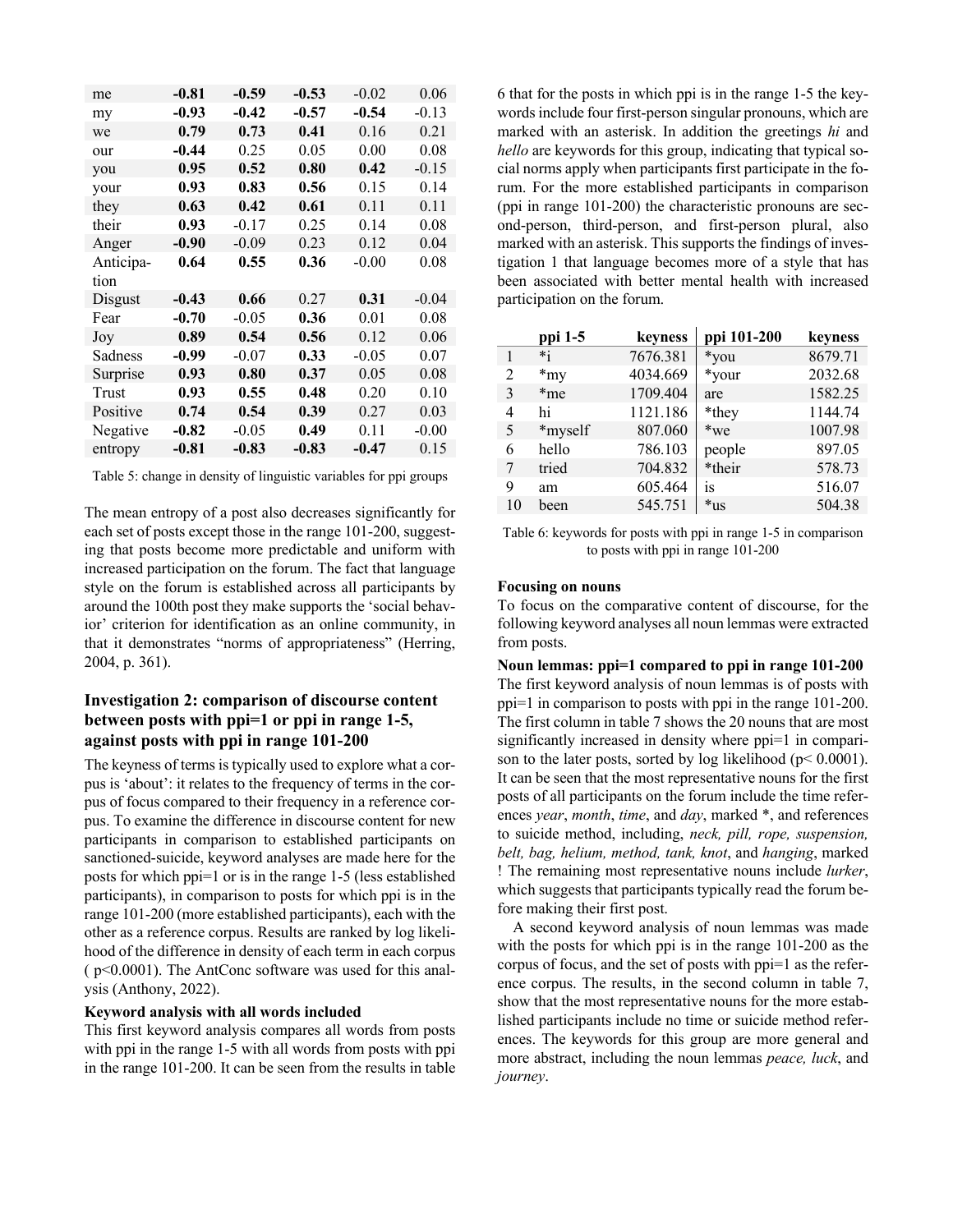| | | | | | |
|---|---|---|---|---|---|
| me | **-0.81** | **-0.59** | **-0.53** | -0.02 | 0.06 |
| my | **-0.93** | **-0.42** | **-0.57** | **-0.54** | -0.13 |
| we | **0.79** | **0.73** | **0.41** | 0.16 | 0.21 |
| our | **-0.44** | 0.25 | 0.05 | 0.00 | 0.08 |
| you | **0.95** | **0.52** | **0.80** | **0.42** | -0.15 |
| your | **0.93** | **0.83** | **0.56** | 0.15 | 0.14 |
| they | **0.63** | **0.42** | **0.61** | 0.11 | 0.11 |
| their | **0.93** | -0.17 | 0.25 | 0.14 | 0.08 |
| Anger | **-0.90** | -0.09 | 0.23 | 0.12 | 0.04 |
| Anticipation | **0.64** | **0.55** | **0.36** | -0.00 | 0.08 |
| Disgust | **-0.43** | **0.66** | 0.27 | **0.31** | -0.04 |
| Fear | **-0.70** | -0.05 | **0.36** | 0.01 | 0.08 |
| Joy | **0.89** | **0.54** | **0.56** | 0.12 | 0.06 |
| Sadness | **-0.99** | -0.07 | **0.33** | -0.05 | 0.07 |
| Surprise | **0.93** | **0.80** | **0.37** | 0.05 | 0.08 |
| Trust | **0.93** | **0.55** | **0.48** | 0.20 | 0.10 |
| Positive | **0.74** | **0.54** | **0.39** | 0.27 | 0.03 |
| Negative | **-0.82** | -0.05 | **0.49** | 0.11 | -0.00 |
| entropy | **-0.81** | **-0.83** | **-0.83** | **-0.47** | 0.15 |

Table 5: change in density of linguistic variables for ppi groups

The mean entropy of a post also decreases significantly for each set of posts except those in the range 101-200, suggesting that posts become more predictable and uniform with increased participation on the forum. The fact that language style on the forum is established across all participants by around the 100th post they make supports the 'social behavior' criterion for identification as an online community, in that it demonstrates "norms of appropriateness" (Herring, 2004, p. 361).

## Investigation 2: comparison of discourse content between posts with ppi=1 or ppi in range 1-5, against posts with ppi in range 101-200

The keyness of terms is typically used to explore what a corpus is 'about': it relates to the frequency of terms in the corpus of focus compared to their frequency in a reference corpus. To examine the difference in discourse content for new participants in comparison to established participants on sanctioned-suicide, keyword analyses are made here for the posts for which ppi=1 or is in the range 1-5 (less established participants), in comparison to posts for which ppi is in the range 101-200 (more established participants), each with the other as a reference corpus. Results are ranked by log likelihood of the difference in density of each term in each corpus ( $p<0.0001$). The AntConc software was used for this analysis (Anthony, 2022).

**Keyword analysis with all words included**

This first keyword analysis compares all words from posts with ppi in the range 1-5 with all words from posts with ppi in the range 101-200. It can be seen from the results in table 6 that for the posts in which ppi is in the range 1-5 the keywords include four first-person singular pronouns, which are marked with an asterisk. In addition the greetings *hi* and *hello* are keywords for this group, indicating that typical social norms apply when participants first participate in the forum. For the more established participants in comparison (ppi in range 101-200) the characteristic pronouns are second-person, third-person, and first-person plural, also marked with an asterisk. This supports the findings of investigation 1 that language becomes more of a style that has been associated with better mental health with increased participation on the forum.

| | ppi 1-5 | keyness | ppi 101-200 | keyness |
|---|---|---|---|---|
| 1 | *i | 7676.381 | *you | 8679.71 |
| 2 | *my | 4034.669 | *your | 2032.68 |
| 3 | *me | 1709.404 | are | 1582.25 |
| 4 | hi | 1121.186 | *they | 1144.74 |
| 5 | *myself | 807.060 | *we | 1007.98 |
| 6 | hello | 786.103 | people | 897.05 |
| 7 | tried | 704.832 | *their | 578.73 |
| 9 | am | 605.464 | is | 516.07 |
| 10 | been | 545.751 | *us | 504.38 |

Table 6: keywords for posts with ppi in range 1-5 in comparison to posts with ppi in range 101-200

**Focusing on nouns**

To focus on the comparative content of discourse, for the following keyword analyses all noun lemmas were extracted from posts.

**Noun lemmas: ppi=1 compared to ppi in range 101-200**

The first keyword analysis of noun lemmas is of posts with ppi=1 in comparison to posts with ppi in the range 101-200. The first column in table 7 shows the 20 nouns that are most significantly increased in density where ppi=1 in comparison to the later posts, sorted by log likelihood ($p< 0.0001$). It can be seen that the most representative nouns for the first posts of all participants on the forum include the time references *year*, *month*, *time*, and *day*, marked *, and references to suicide method, including, *neck, pill, rope, suspension, belt, bag, helium, method, tank, knot*, and *hanging*, marked ! The remaining most representative nouns include *lurker*, which suggests that participants typically read the forum before making their first post.

A second keyword analysis of noun lemmas was made with the posts for which ppi is in the range 101-200 as the corpus of focus, and the set of posts with ppi=1 as the reference corpus. The results, in the second column in table 7, show that the most representative nouns for the more established participants include no time or suicide method references. The keywords for this group are more general and more abstract, including the noun lemmas *peace, luck*, and *journey*.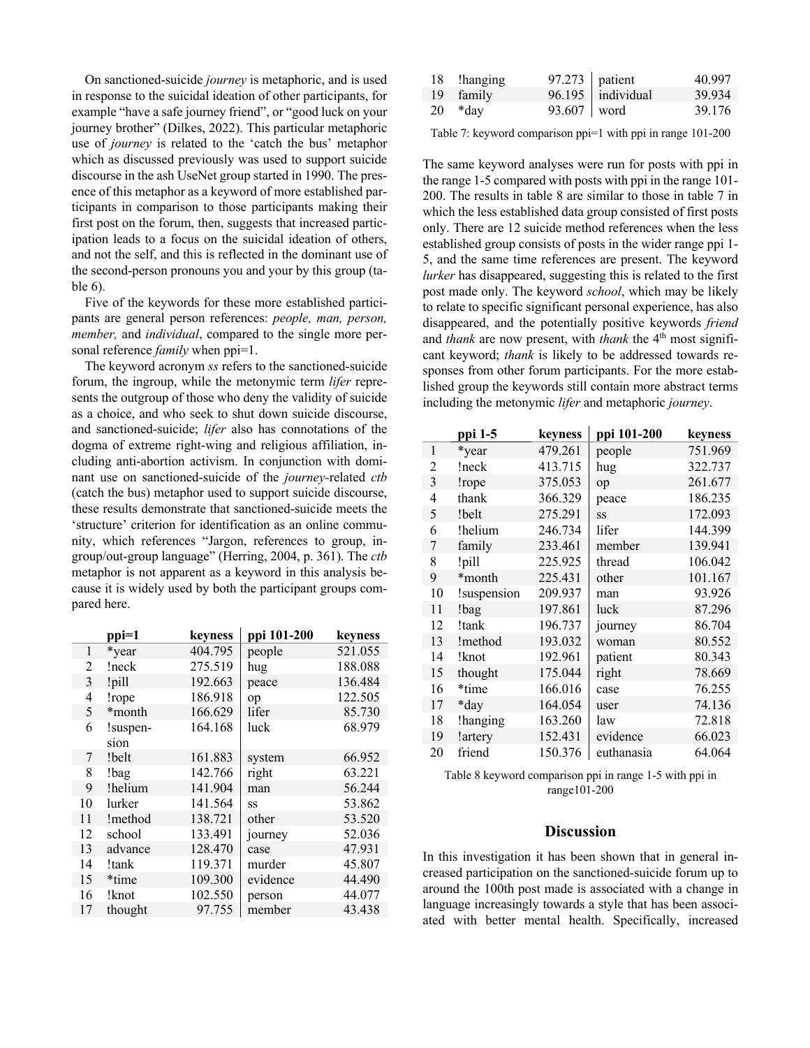On sanctioned-suicide *journey* is metaphoric, and is used in response to the suicidal ideation of other participants, for example "have a safe journey friend", or "good luck on your journey brother" (Dilkes, 2022). This particular metaphoric use of *journey* is related to the 'catch the bus' metaphor which as discussed previously was used to support suicide discourse in the ash UseNet group started in 1990. The presence of this metaphor as a keyword of more established participants in comparison to those participants making their first post on the forum, then, suggests that increased participation leads to a focus on the suicidal ideation of others, and not the self, and this is reflected in the dominant use of the second-person pronouns you and your by this group (table 6).

Five of the keywords for these more established participants are general person references: *people, man, person, member,* and *individual*, compared to the single more personal reference *family* when ppi=1.

The keyword acronym *ss* refers to the sanctioned-suicide forum, the ingroup, while the metonymic term *lifer* represents the outgroup of those who deny the validity of suicide as a choice, and who seek to shut down suicide discourse, and sanctioned-suicide; *lifer* also has connotations of the dogma of extreme right-wing and religious affiliation, including anti-abortion activism. In conjunction with dominant use on sanctioned-suicide of the *journey*-related *ctb* (catch the bus) metaphor used to support suicide discourse, these results demonstrate that sanctioned-suicide meets the 'structure' criterion for identification as an online community, which references "Jargon, references to group, ingroup/out-group language" (Herring, 2004, p. 361). The *ctb* metaphor is not apparent as a keyword in this analysis because it is widely used by both the participant groups compared here.

| | ppi=1 | keyness | ppi 101-200 | keyness |
|---|---|---|---|---|
| 1 | *year | 404.795 | people | 521.055 |
| 2 | !neck | 275.519 | hug | 188.088 |
| 3 | !pill | 192.663 | peace | 136.484 |
| 4 | !rope | 186.918 | op | 122.505 |
| 5 | *month | 166.629 | lifer | 85.730 |
| 6 | !suspension | 164.168 | luck | 68.979 |
| 7 | !belt | 161.883 | system | 66.952 |
| 8 | !bag | 142.766 | right | 63.221 |
| 9 | !helium | 141.904 | man | 56.244 |
| 10 | lurker | 141.564 | ss | 53.862 |
| 11 | !method | 138.721 | other | 53.520 |
| 12 | school | 133.491 | journey | 52.036 |
| 13 | advance | 128.470 | case | 47.931 |
| 14 | !tank | 119.371 | murder | 45.807 |
| 15 | *time | 109.300 | evidence | 44.490 |
| 16 | !knot | 102.550 | person | 44.077 |
| 17 | thought | 97.755 | member | 43.438 |
| 18 | !hanging | 97.273 | patient | 40.997 |
| 19 | family | 96.195 | individual | 39.934 |
| 20 | *day | 93.607 | word | 39.176 |

Table 7: keyword comparison ppi=1 with ppi in range 101-200

The same keyword analyses were run for posts with ppi in the range 1-5 compared with posts with ppi in the range 101-200. The results in table 8 are similar to those in table 7 in which the less established data group consisted of first posts only. There are 12 suicide method references when the less established group consists of posts in the wider range ppi 1-5, and the same time references are present. The keyword *lurker* has disappeared, suggesting this is related to the first post made only. The keyword *school*, which may be likely to relate to specific significant personal experience, has also disappeared, and the potentially positive keywords *friend* and *thank* are now present, with *thank* the 4th most significant keyword; *thank* is likely to be addressed towards responses from other forum participants. For the more established group the keywords still contain more abstract terms including the metonymic *lifer* and metaphoric *journey*.

| | ppi 1-5 | keyness | ppi 101-200 | keyness |
|---|---|---|---|---|
| 1 | *year | 479.261 | people | 751.969 |
| 2 | !neck | 413.715 | hug | 322.737 |
| 3 | !rope | 375.053 | op | 261.677 |
| 4 | thank | 366.329 | peace | 186.235 |
| 5 | !belt | 275.291 | ss | 172.093 |
| 6 | !helium | 246.734 | lifer | 144.399 |
| 7 | family | 233.461 | member | 139.941 |
| 8 | !pill | 225.925 | thread | 106.042 |
| 9 | *month | 225.431 | other | 101.167 |
| 10 | !suspension | 209.937 | man | 93.926 |
| 11 | !bag | 197.861 | luck | 87.296 |
| 12 | !tank | 196.737 | journey | 86.704 |
| 13 | !method | 193.032 | woman | 80.552 |
| 14 | !knot | 192.961 | patient | 80.343 |
| 15 | thought | 175.044 | right | 78.669 |
| 16 | *time | 166.016 | case | 76.255 |
| 17 | *day | 164.054 | user | 74.136 |
| 18 | !hanging | 163.260 | law | 72.818 |
| 19 | !artery | 152.431 | evidence | 66.023 |
| 20 | friend | 150.376 | euthanasia | 64.064 |

Table 8 keyword comparison ppi in range 1-5 with ppi in range101-200

## Discussion

In this investigation it has been shown that in general increased participation on the sanctioned-suicide forum up to around the 100th post made is associated with a change in language increasingly towards a style that has been associated with better mental health. Specifically, increased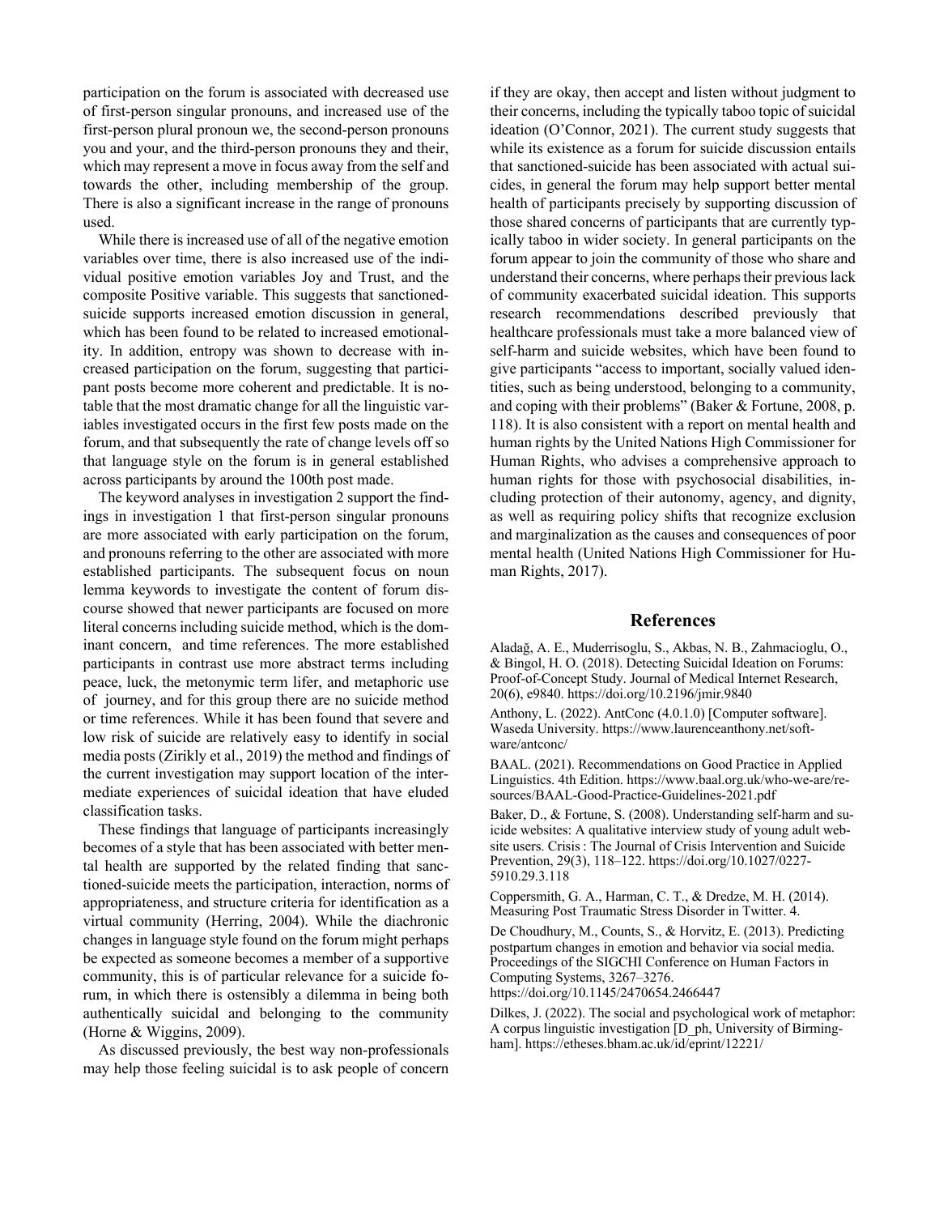participation on the forum is associated with decreased use of first-person singular pronouns, and increased use of the first-person plural pronoun we, the second-person pronouns you and your, and the third-person pronouns they and their, which may represent a move in focus away from the self and towards the other, including membership of the group. There is also a significant increase in the range of pronouns used.

While there is increased use of all of the negative emotion variables over time, there is also increased use of the individual positive emotion variables Joy and Trust, and the composite Positive variable. This suggests that sanctioned-suicide supports increased emotion discussion in general, which has been found to be related to increased emotionality. In addition, entropy was shown to decrease with increased participation on the forum, suggesting that participant posts become more coherent and predictable. It is notable that the most dramatic change for all the linguistic variables investigated occurs in the first few posts made on the forum, and that subsequently the rate of change levels off so that language style on the forum is in general established across participants by around the 100th post made.

The keyword analyses in investigation 2 support the findings in investigation 1 that first-person singular pronouns are more associated with early participation on the forum, and pronouns referring to the other are associated with more established participants. The subsequent focus on noun lemma keywords to investigate the content of forum discourse showed that newer participants are focused on more literal concerns including suicide method, which is the dominant concern, and time references. The more established participants in contrast use more abstract terms including peace, luck, the metonymic term lifer, and metaphoric use of journey, and for this group there are no suicide method or time references. While it has been found that severe and low risk of suicide are relatively easy to identify in social media posts (Zirikly et al., 2019) the method and findings of the current investigation may support location of the intermediate experiences of suicidal ideation that have eluded classification tasks.

These findings that language of participants increasingly becomes of a style that has been associated with better mental health are supported by the related finding that sanctioned-suicide meets the participation, interaction, norms of appropriateness, and structure criteria for identification as a virtual community (Herring, 2004). While the diachronic changes in language style found on the forum might perhaps be expected as someone becomes a member of a supportive community, this is of particular relevance for a suicide forum, in which there is ostensibly a dilemma in being both authentically suicidal and belonging to the community (Horne & Wiggins, 2009).

As discussed previously, the best way non-professionals may help those feeling suicidal is to ask people of concern if they are okay, then accept and listen without judgment to their concerns, including the typically taboo topic of suicidal ideation (O'Connor, 2021). The current study suggests that while its existence as a forum for suicide discussion entails that sanctioned-suicide has been associated with actual suicides, in general the forum may help support better mental health of participants precisely by supporting discussion of those shared concerns of participants that are currently typically taboo in wider society. In general participants on the forum appear to join the community of those who share and understand their concerns, where perhaps their previous lack of community exacerbated suicidal ideation. This supports research recommendations described previously that healthcare professionals must take a more balanced view of self-harm and suicide websites, which have been found to give participants "access to important, socially valued identities, such as being understood, belonging to a community, and coping with their problems" (Baker & Fortune, 2008, p. 118). It is also consistent with a report on mental health and human rights by the United Nations High Commissioner for Human Rights, who advises a comprehensive approach to human rights for those with psychosocial disabilities, including protection of their autonomy, agency, and dignity, as well as requiring policy shifts that recognize exclusion and marginalization as the causes and consequences of poor mental health (United Nations High Commissioner for Human Rights, 2017).

## References

Aladağ, A. E., Muderrisoglu, S., Akbas, N. B., Zahmacioglu, O., & Bingol, H. O. (2018). Detecting Suicidal Ideation on Forums: Proof-of-Concept Study. Journal of Medical Internet Research, 20(6), e9840. https://doi.org/10.2196/jmir.9840

Anthony, L. (2022). AntConc (4.0.1.0) [Computer software]. Waseda University. https://www.laurenceanthony.net/software/antconc/

BAAL. (2021). Recommendations on Good Practice in Applied Linguistics. 4th Edition. https://www.baal.org.uk/who-we-are/resources/BAAL-Good-Practice-Guidelines-2021.pdf

Baker, D., & Fortune, S. (2008). Understanding self-harm and suicide websites: A qualitative interview study of young adult website users. Crisis : The Journal of Crisis Intervention and Suicide Prevention, 29(3), 118–122. https://doi.org/10.1027/0227-5910.29.3.118

Coppersmith, G. A., Harman, C. T., & Dredze, M. H. (2014). Measuring Post Traumatic Stress Disorder in Twitter. 4.

De Choudhury, M., Counts, S., & Horvitz, E. (2013). Predicting postpartum changes in emotion and behavior via social media. Proceedings of the SIGCHI Conference on Human Factors in Computing Systems, 3267–3276. https://doi.org/10.1145/2470654.2466447

Dilkes, J. (2022). The social and psychological work of metaphor: A corpus linguistic investigation [D_ph, University of Birmingham]. https://etheses.bham.ac.uk/id/eprint/12221/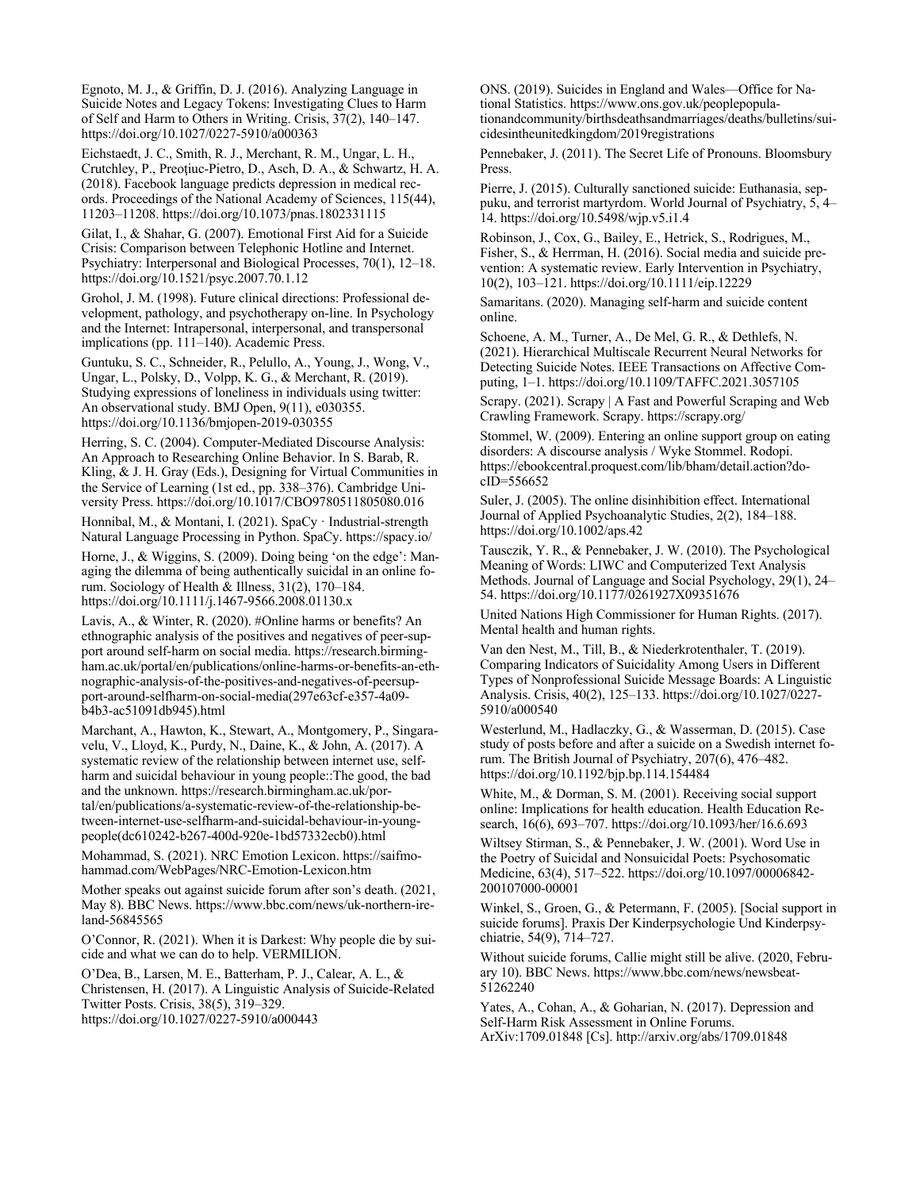Egnoto, M. J., & Griffin, D. J. (2016). Analyzing Language in Suicide Notes and Legacy Tokens: Investigating Clues to Harm of Self and Harm to Others in Writing. Crisis, 37(2), 140–147. https://doi.org/10.1027/0227-5910/a000363

Eichstaedt, J. C., Smith, R. J., Merchant, R. M., Ungar, L. H., Crutchley, P., Preoţiuc-Pietro, D., Asch, D. A., & Schwartz, H. A. (2018). Facebook language predicts depression in medical records. Proceedings of the National Academy of Sciences, 115(44), 11203–11208. https://doi.org/10.1073/pnas.1802331115

Gilat, I., & Shahar, G. (2007). Emotional First Aid for a Suicide Crisis: Comparison between Telephonic Hotline and Internet. Psychiatry: Interpersonal and Biological Processes, 70(1), 12–18. https://doi.org/10.1521/psyc.2007.70.1.12

Grohol, J. M. (1998). Future clinical directions: Professional development, pathology, and psychotherapy on-line. In Psychology and the Internet: Intrapersonal, interpersonal, and transpersonal implications (pp. 111–140). Academic Press.

Guntuku, S. C., Schneider, R., Pelullo, A., Young, J., Wong, V., Ungar, L., Polsky, D., Volpp, K. G., & Merchant, R. (2019). Studying expressions of loneliness in individuals using twitter: An observational study. BMJ Open, 9(11), e030355. https://doi.org/10.1136/bmjopen-2019-030355

Herring, S. C. (2004). Computer-Mediated Discourse Analysis: An Approach to Researching Online Behavior. In S. Barab, R. Kling, & J. H. Gray (Eds.), Designing for Virtual Communities in the Service of Learning (1st ed., pp. 338–376). Cambridge University Press. https://doi.org/10.1017/CBO9780511805080.016

Honnibal, M., & Montani, I. (2021). SpaCy · Industrial-strength Natural Language Processing in Python. SpaCy. https://spacy.io/

Horne, J., & Wiggins, S. (2009). Doing being 'on the edge': Managing the dilemma of being authentically suicidal in an online forum. Sociology of Health & Illness, 31(2), 170–184. https://doi.org/10.1111/j.1467-9566.2008.01130.x

Lavis, A., & Winter, R. (2020). #Online harms or benefits? An ethnographic analysis of the positives and negatives of peer-support around self-harm on social media. https://research.birmingham.ac.uk/portal/en/publications/online-harms-or-benefits-an-ethnographic-analysis-of-the-positives-and-negatives-of-peersupport-around-selfharm-on-social-media(297e63cf-e357-4a09-b4b3-ac51091db945).html

Marchant, A., Hawton, K., Stewart, A., Montgomery, P., Singaravelu, V., Lloyd, K., Purdy, N., Daine, K., & John, A. (2017). A systematic review of the relationship between internet use, self-harm and suicidal behaviour in young people::The good, the bad and the unknown. https://research.birmingham.ac.uk/portal/en/publications/a-systematic-review-of-the-relationship-between-internet-use-selfharm-and-suicidal-behaviour-in-young-people(dc610242-b267-400d-920e-1bd57332ecb0).html

Mohammad, S. (2021). NRC Emotion Lexicon. https://saifmohammad.com/WebPages/NRC-Emotion-Lexicon.htm

Mother speaks out against suicide forum after son's death. (2021, May 8). BBC News. https://www.bbc.com/news/uk-northern-ireland-56845565

O'Connor, R. (2021). When it is Darkest: Why people die by suicide and what we can do to help. VERMILION.

O'Dea, B., Larsen, M. E., Batterham, P. J., Calear, A. L., & Christensen, H. (2017). A Linguistic Analysis of Suicide-Related Twitter Posts. Crisis, 38(5), 319–329. https://doi.org/10.1027/0227-5910/a000443

ONS. (2019). Suicides in England and Wales—Office for National Statistics. https://www.ons.gov.uk/peoplepopulationandcommunity/birthsdeathsandmarriages/deaths/bulletins/suicidesintheunitedkingdom/2019registrations

Pennebaker, J. (2011). The Secret Life of Pronouns. Bloomsbury Press.

Pierre, J. (2015). Culturally sanctioned suicide: Euthanasia, seppuku, and terrorist martyrdom. World Journal of Psychiatry, 5, 4–14. https://doi.org/10.5498/wjp.v5.i1.4

Robinson, J., Cox, G., Bailey, E., Hetrick, S., Rodrigues, M., Fisher, S., & Herrman, H. (2016). Social media and suicide prevention: A systematic review. Early Intervention in Psychiatry, 10(2), 103–121. https://doi.org/10.1111/eip.12229

Samaritans. (2020). Managing self-harm and suicide content online.

Schoene, A. M., Turner, A., De Mel, G. R., & Dethlefs, N. (2021). Hierarchical Multiscale Recurrent Neural Networks for Detecting Suicide Notes. IEEE Transactions on Affective Computing, 1–1. https://doi.org/10.1109/TAFFC.2021.3057105

Scrapy. (2021). Scrapy | A Fast and Powerful Scraping and Web Crawling Framework. Scrapy. https://scrapy.org/

Stommel, W. (2009). Entering an online support group on eating disorders: A discourse analysis / Wyke Stommel. Rodopi. https://ebookcentral.proquest.com/lib/bham/detail.action?docID=556652

Suler, J. (2005). The online disinhibition effect. International Journal of Applied Psychoanalytic Studies, 2(2), 184–188. https://doi.org/10.1002/aps.42

Tausczik, Y. R., & Pennebaker, J. W. (2010). The Psychological Meaning of Words: LIWC and Computerized Text Analysis Methods. Journal of Language and Social Psychology, 29(1), 24–54. https://doi.org/10.1177/0261927X09351676

United Nations High Commissioner for Human Rights. (2017). Mental health and human rights.

Van den Nest, M., Till, B., & Niederkrotenthaler, T. (2019). Comparing Indicators of Suicidality Among Users in Different Types of Nonprofessional Suicide Message Boards: A Linguistic Analysis. Crisis, 40(2), 125–133. https://doi.org/10.1027/0227-5910/a000540

Westerlund, M., Hadlaczky, G., & Wasserman, D. (2015). Case study of posts before and after a suicide on a Swedish internet forum. The British Journal of Psychiatry, 207(6), 476–482. https://doi.org/10.1192/bjp.bp.114.154484

White, M., & Dorman, S. M. (2001). Receiving social support online: Implications for health education. Health Education Research, 16(6), 693–707. https://doi.org/10.1093/her/16.6.693

Wiltsey Stirman, S., & Pennebaker, J. W. (2001). Word Use in the Poetry of Suicidal and Nonsuicidal Poets: Psychosomatic Medicine, 63(4), 517–522. https://doi.org/10.1097/00006842-200107000-00001

Winkel, S., Groen, G., & Petermann, F. (2005). [Social support in suicide forums]. Praxis Der Kinderpsychologie Und Kinderpsychiatrie, 54(9), 714–727.

Without suicide forums, Callie might still be alive. (2020, February 10). BBC News. https://www.bbc.com/news/newsbeat-51262240

Yates, A., Cohan, A., & Goharian, N. (2017). Depression and Self-Harm Risk Assessment in Online Forums. ArXiv:1709.01848 [Cs]. http://arxiv.org/abs/1709.01848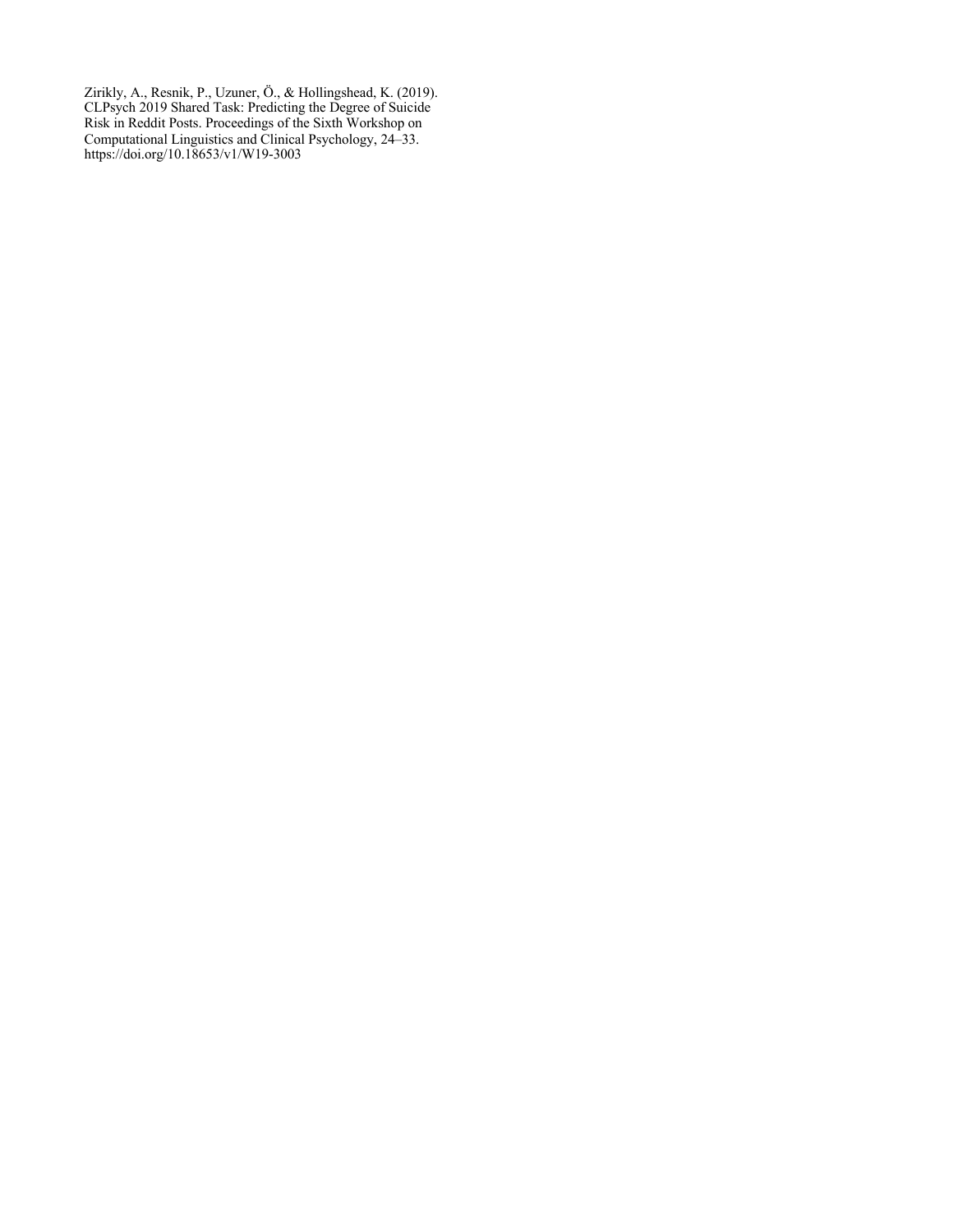Zirikly, A., Resnik, P., Uzuner, Ö., & Hollingshead, K. (2019). CLPsych 2019 Shared Task: Predicting the Degree of Suicide Risk in Reddit Posts. Proceedings of the Sixth Workshop on Computational Linguistics and Clinical Psychology, 24–33. https://doi.org/10.18653/v1/W19-3003